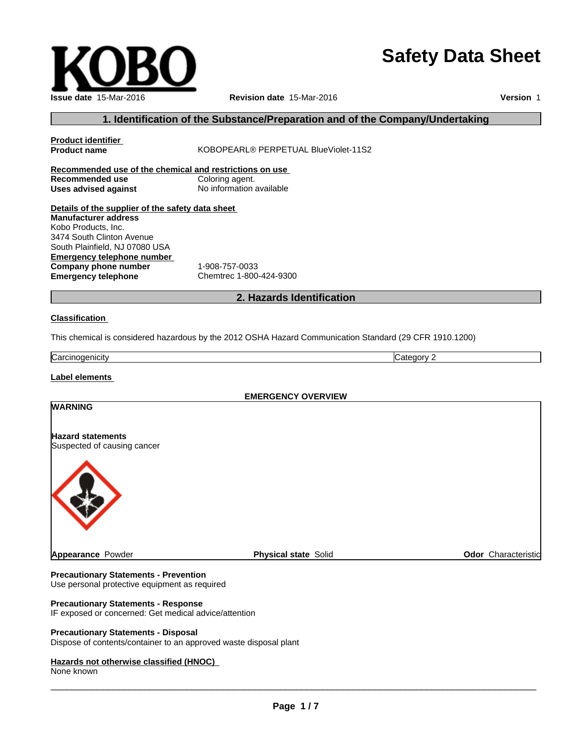# Safety Data Sheet

**Issue date** 15-Mar-2016 **Revision date** 15-Mar-2016 **Version** 1

## 1. Identification of the Substance/Preparation and of the Company/Undertaking

**Product identifier**

**Product name** KOBOPEARL® PERPETUAL BlueViolet-11S2

**Recommended use of the chemical and restrictions on use**

**Recommended use** Coloring agent.
**Uses advised against** No information available

**Details of the supplier of the safety data sheet**

**Manufacturer address**
Kobo Products, Inc.
3474 South Clinton Avenue
South Plainfield, NJ 07080 USA

**Emergency telephone number**

**Company phone number** 1-908-757-0033
**Emergency telephone** Chemtrec 1-800-424-9300

## 2. Hazards Identification

**Classification**

This chemical is considered hazardous by the 2012 OSHA Hazard Communication Standard (29 CFR 1910.1200)

| Carcinogenicity | Category 2 |
|---|---|

**Label elements**

**EMERGENCY OVERVIEW**

**WARNING**

**Hazard statements**
Suspected of causing cancer

**Appearance** Powder **Physical state** Solid **Odor** Characteristic

**Precautionary Statements - Prevention**
Use personal protective equipment as required

**Precautionary Statements - Response**
IF exposed or concerned: Get medical advice/attention

**Precautionary Statements - Disposal**
Dispose of contents/container to an approved waste disposal plant

**Hazards not otherwise classified (HNOC)**
None known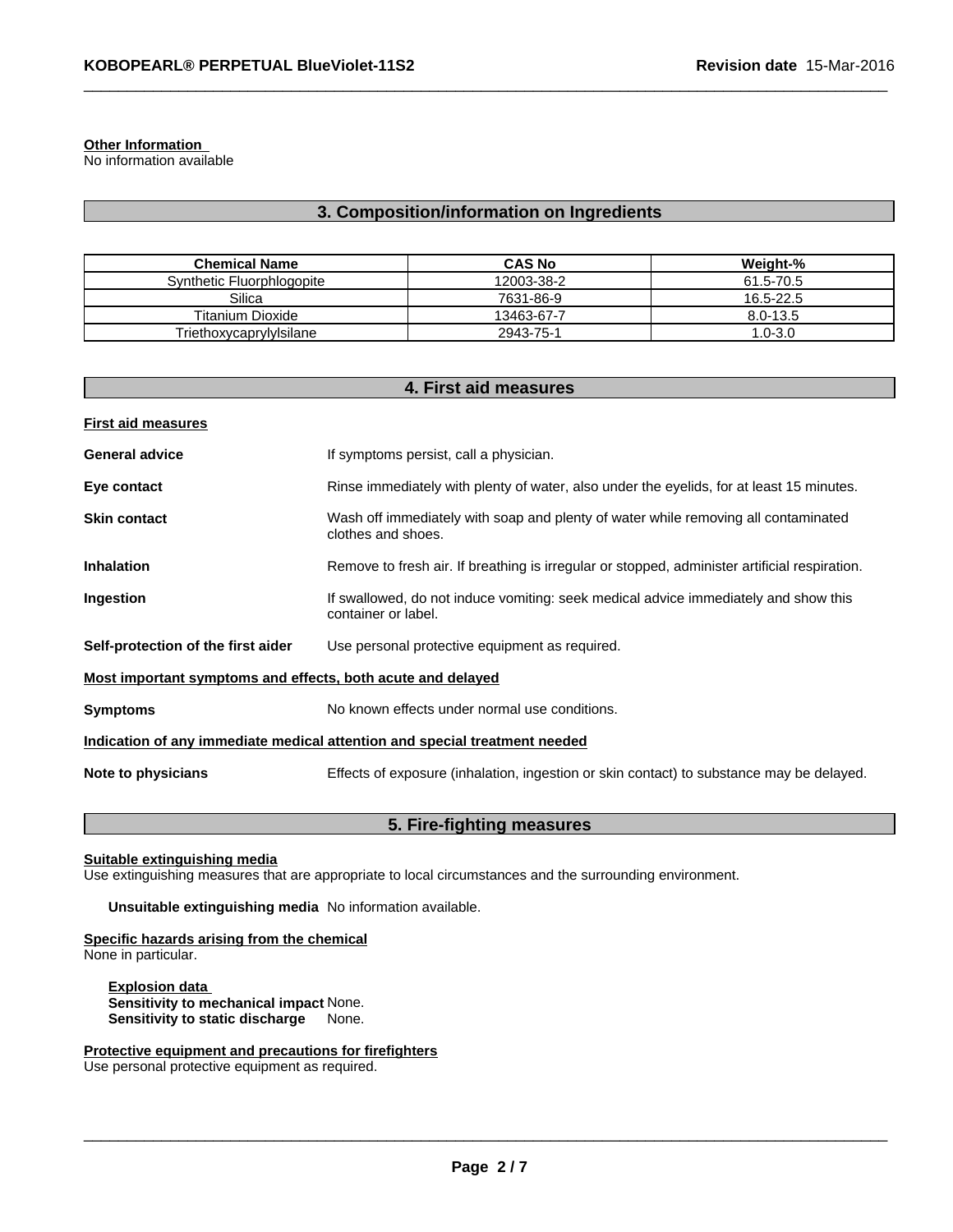**Other Information**
No information available

## 3. Composition/information on Ingredients

| Chemical Name | CAS No | Weight-% |
|---|---|---|
| Synthetic Fluorphlogopite | 12003-38-2 | 61.5-70.5 |
| Silica | 7631-86-9 | 16.5-22.5 |
| Titanium Dioxide | 13463-67-7 | 8.0-13.5 |
| Triethoxycaprylylsilane | 2943-75-1 | 1.0-3.0 |

## 4. First aid measures

**First aid measures**

**General advice** If symptoms persist, call a physician.

**Eye contact** Rinse immediately with plenty of water, also under the eyelids, for at least 15 minutes.

**Skin contact** Wash off immediately with soap and plenty of water while removing all contaminated clothes and shoes.

**Inhalation** Remove to fresh air. If breathing is irregular or stopped, administer artificial respiration.

**Ingestion** If swallowed, do not induce vomiting: seek medical advice immediately and show this container or label.

**Self-protection of the first aider** Use personal protective equipment as required.

**Most important symptoms and effects, both acute and delayed**

**Symptoms** No known effects under normal use conditions.

**Indication of any immediate medical attention and special treatment needed**

**Note to physicians** Effects of exposure (inhalation, ingestion or skin contact) to substance may be delayed.

## 5. Fire-fighting measures

**Suitable extinguishing media**
Use extinguishing measures that are appropriate to local circumstances and the surrounding environment.

**Unsuitable extinguishing media** No information available.

**Specific hazards arising from the chemical**
None in particular.

**Explosion data**
**Sensitivity to mechanical impact** None.
**Sensitivity to static discharge** None.

**Protective equipment and precautions for firefighters**
Use personal protective equipment as required.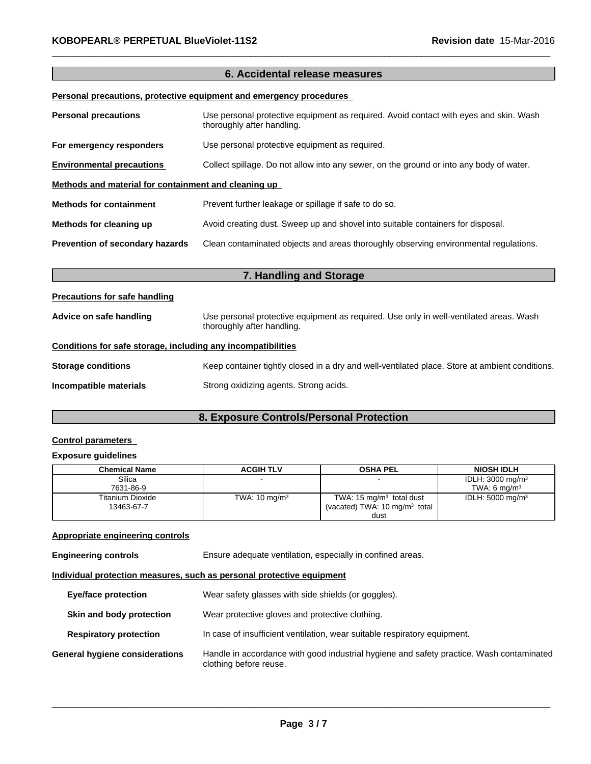## 6. Accidental release measures

**Personal precautions, protective equipment and emergency procedures**

**Personal precautions** Use personal protective equipment as required. Avoid contact with eyes and skin. Wash thoroughly after handling.

**For emergency responders** Use personal protective equipment as required.

**Environmental precautions** Collect spillage. Do not allow into any sewer, on the ground or into any body of water.

**Methods and material for containment and cleaning up**

**Methods for containment** Prevent further leakage or spillage if safe to do so.

**Methods for cleaning up** Avoid creating dust. Sweep up and shovel into suitable containers for disposal.

**Prevention of secondary hazards** Clean contaminated objects and areas thoroughly observing environmental regulations.

## 7. Handling and Storage

**Precautions for safe handling**

**Advice on safe handling** Use personal protective equipment as required. Use only in well-ventilated areas. Wash thoroughly after handling.

**Conditions for safe storage, including any incompatibilities**

**Storage conditions** Keep container tightly closed in a dry and well-ventilated place. Store at ambient conditions.

**Incompatible materials** Strong oxidizing agents. Strong acids.

## 8. Exposure Controls/Personal Protection

**Control parameters**

**Exposure guidelines**

| Chemical Name | ACGIH TLV | OSHA PEL | NIOSH IDLH |
|---|---|---|---|
| Silica<br>7631-86-9 | - | - | IDLH: 3000 mg/m$^3$<br>TWA: 6 mg/m$^3$ |
| Titanium Dioxide<br>13463-67-7 | TWA: 10 mg/m$^3$ | TWA: 15 mg/m$^3$ total dust<br>(vacated) TWA: 10 mg/m$^3$ total dust | IDLH: 5000 mg/m$^3$ |

**Appropriate engineering controls**

**Engineering controls** Ensure adequate ventilation, especially in confined areas.

**Individual protection measures, such as personal protective equipment**

**Eye/face protection** Wear safety glasses with side shields (or goggles).

**Skin and body protection** Wear protective gloves and protective clothing.

**Respiratory protection** In case of insufficient ventilation, wear suitable respiratory equipment.

**General hygiene considerations** Handle in accordance with good industrial hygiene and safety practice. Wash contaminated clothing before reuse.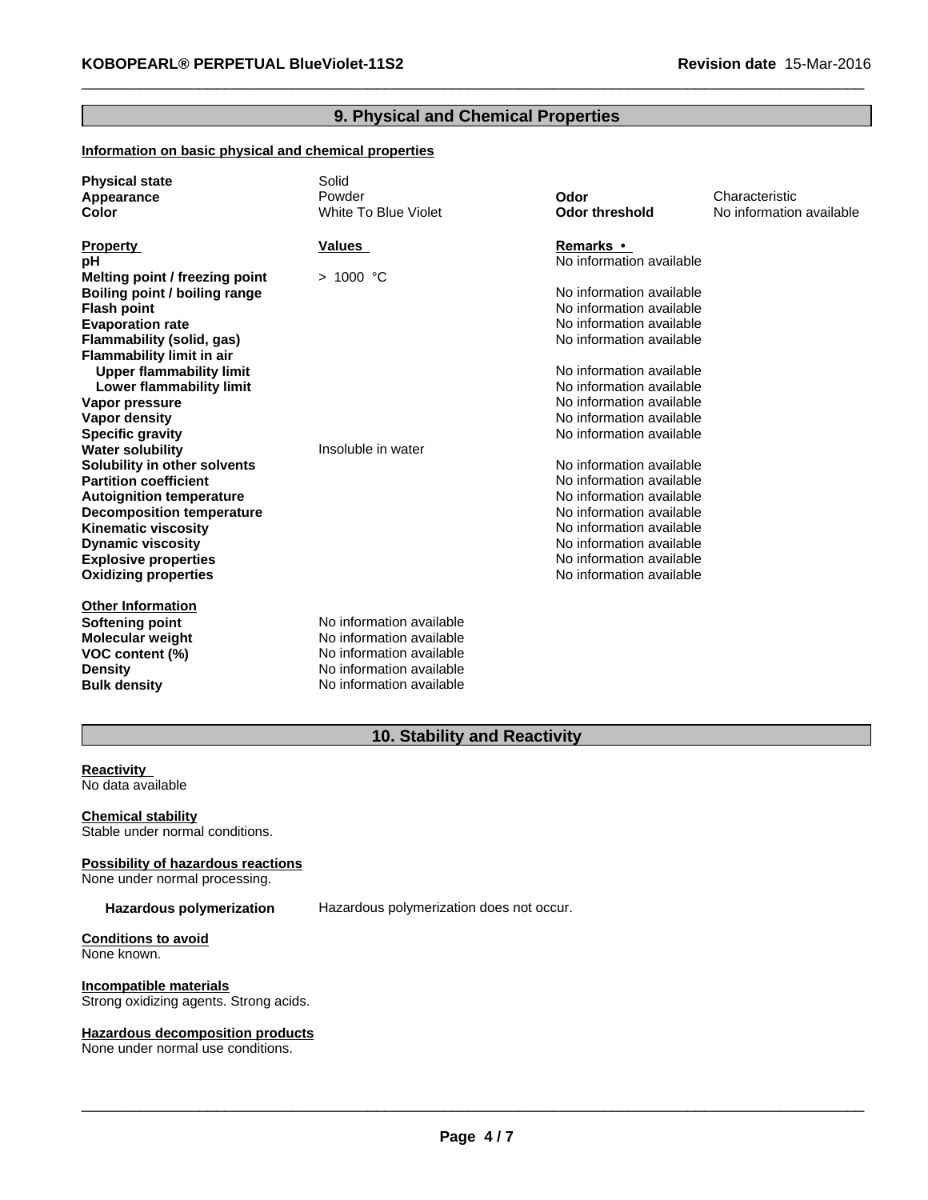## 9. Physical and Chemical Properties

**Information on basic physical and chemical properties**

| | | | |
|---|---|---|---|
| **Physical state** | Solid | | |
| **Appearance** | Powder | **Odor** | Characteristic |
| **Color** | White To Blue Violet | **Odor threshold** | No information available |

| **Property** | **Values** | **Remarks •** |
|---|---|---|
| **pH** | | No information available |
| **Melting point / freezing point** | > 1000 °C | |
| **Boiling point / boiling range** | | No information available |
| **Flash point** | | No information available |
| **Evaporation rate** | | No information available |
| **Flammability (solid, gas)** | | No information available |
| **Flammability limit in air** | | |
| **Upper flammability limit** | | No information available |
| **Lower flammability limit** | | No information available |
| **Vapor pressure** | | No information available |
| **Vapor density** | | No information available |
| **Specific gravity** | | No information available |
| **Water solubility** | Insoluble in water | |
| **Solubility in other solvents** | | No information available |
| **Partition coefficient** | | No information available |
| **Autoignition temperature** | | No information available |
| **Decomposition temperature** | | No information available |
| **Kinematic viscosity** | | No information available |
| **Dynamic viscosity** | | No information available |
| **Explosive properties** | | No information available |
| **Oxidizing properties** | | No information available |

**Other Information**

| | |
|---|---|
| **Softening point** | No information available |
| **Molecular weight** | No information available |
| **VOC content (%)** | No information available |
| **Density** | No information available |
| **Bulk density** | No information available |

## 10. Stability and Reactivity

**Reactivity**
No data available

**Chemical stability**
Stable under normal conditions.

**Possibility of hazardous reactions**
None under normal processing.

**Hazardous polymerization** Hazardous polymerization does not occur.

**Conditions to avoid**
None known.

**Incompatible materials**
Strong oxidizing agents. Strong acids.

**Hazardous decomposition products**
None under normal use conditions.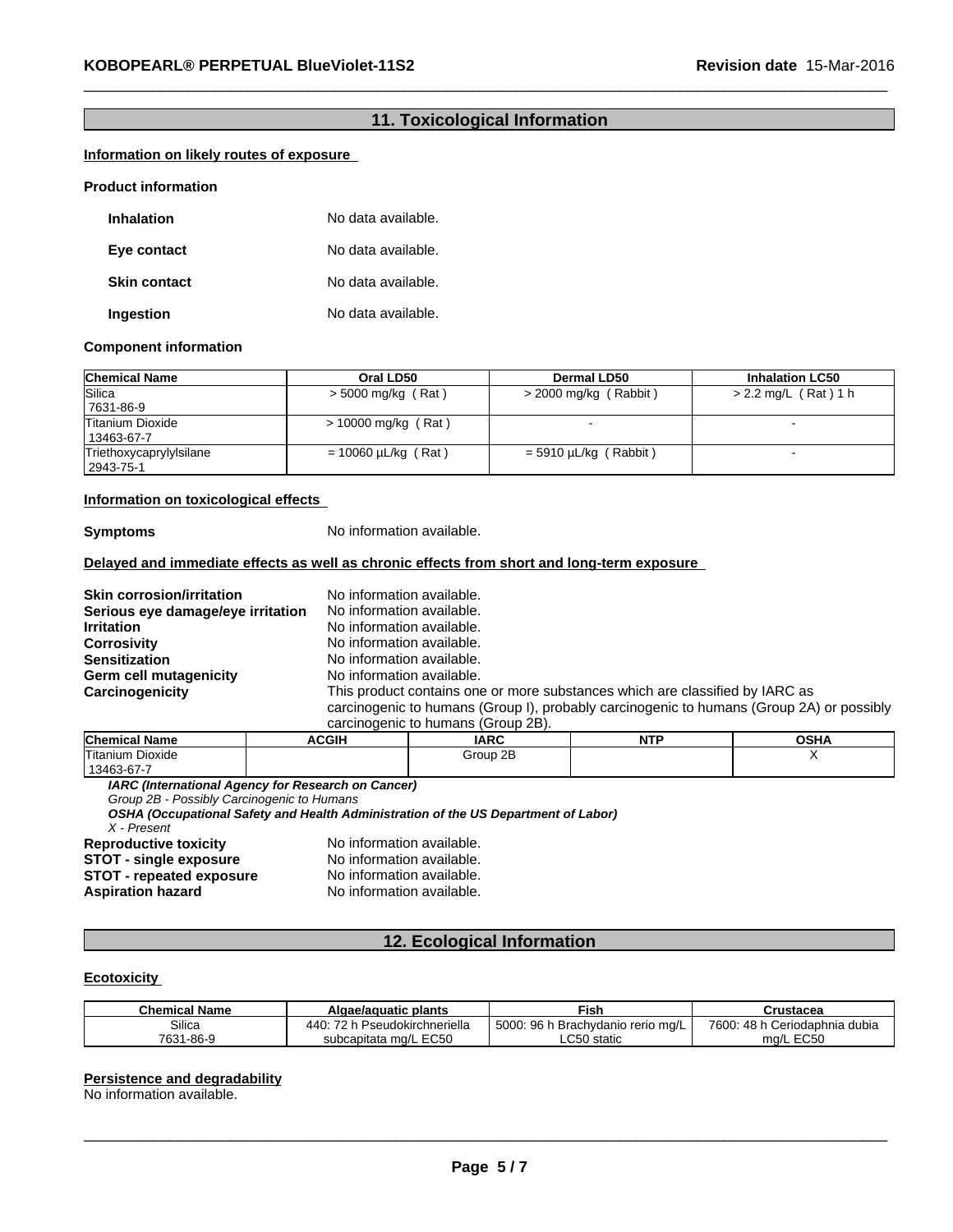## 11. Toxicological Information

**Information on likely routes of exposure**

**Product information**

**Inhalation** No data available.

**Eye contact** No data available.

**Skin contact** No data available.

**Ingestion** No data available.

**Component information**

| Chemical Name | Oral LD50 | Dermal LD50 | Inhalation LC50 |
|---|---|---|---|
| Silica 7631-86-9 | > 5000 mg/kg ( Rat ) | > 2000 mg/kg ( Rabbit ) | > 2.2 mg/L ( Rat ) 1 h |
| Titanium Dioxide 13463-67-7 | > 10000 mg/kg ( Rat ) | - | - |
| Triethoxycaprylylsilane 2943-75-1 | = 10060 µL/kg ( Rat ) | = 5910 µL/kg ( Rabbit ) | - |

**Information on toxicological effects**

**Symptoms** No information available.

**Delayed and immediate effects as well as chronic effects from short and long-term exposure**

**Skin corrosion/irritation** No information available.
**Serious eye damage/eye irritation** No information available.
**Irritation** No information available.
**Corrosivity** No information available.
**Sensitization** No information available.
**Germ cell mutagenicity** No information available.
**Carcinogenicity** This product contains one or more substances which are classified by IARC as carcinogenic to humans (Group I), probably carcinogenic to humans (Group 2A) or possibly carcinogenic to humans (Group 2B).

| Chemical Name | ACGIH | IARC | NTP | OSHA |
|---|---|---|---|---|
| Titanium Dioxide 13463-67-7 | | Group 2B | | X |

***IARC (International Agency for Research on Cancer)***
*Group 2B - Possibly Carcinogenic to Humans*
***OSHA (Occupational Safety and Health Administration of the US Department of Labor)***
*X - Present*

**Reproductive toxicity** No information available.
**STOT - single exposure** No information available.
**STOT - repeated exposure** No information available.
**Aspiration hazard** No information available.

## 12. Ecological Information

**Ecotoxicity**

| Chemical Name | Algae/aquatic plants | Fish | Crustacea |
|---|---|---|---|
| Silica 7631-86-9 | 440: 72 h Pseudokirchneriella subcapitata mg/L EC50 | 5000: 96 h Brachydanio rerio mg/L LC50 static | 7600: 48 h Ceriodaphnia dubia mg/L EC50 |

**Persistence and degradability**
No information available.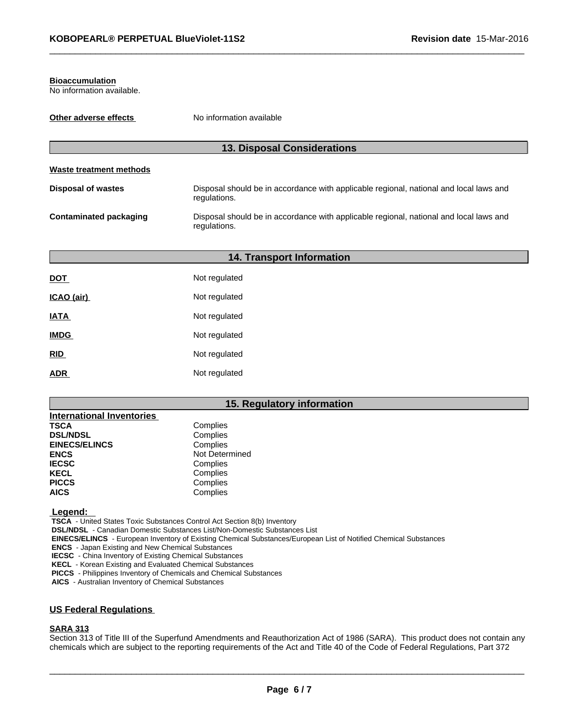**Bioaccumulation**
No information available.

**Other adverse effects** No information available

## 13. Disposal Considerations

**Waste treatment methods**

| | |
|---|---|
| **Disposal of wastes** | Disposal should be in accordance with applicable regional, national and local laws and regulations. |
| **Contaminated packaging** | Disposal should be in accordance with applicable regional, national and local laws and regulations. |

## 14. Transport Information

| | |
|---|---|
| **DOT** | Not regulated |
| **ICAO (air)** | Not regulated |
| **IATA** | Not regulated |
| **IMDG** | Not regulated |
| **RID** | Not regulated |
| **ADR** | Not regulated |

## 15. Regulatory information

**International Inventories**

| | |
|---|---|
| **TSCA** | Complies |
| **DSL/NDSL** | Complies |
| **EINECS/ELINCS** | Complies |
| **ENCS** | Not Determined |
| **IECSC** | Complies |
| **KECL** | Complies |
| **PICCS** | Complies |
| **AICS** | Complies |

**Legend:**
**TSCA** - United States Toxic Substances Control Act Section 8(b) Inventory
**DSL/NDSL** - Canadian Domestic Substances List/Non-Domestic Substances List
**EINECS/ELINCS** - European Inventory of Existing Chemical Substances/European List of Notified Chemical Substances
**ENCS** - Japan Existing and New Chemical Substances
**IECSC** - China Inventory of Existing Chemical Substances
**KECL** - Korean Existing and Evaluated Chemical Substances
**PICCS** - Philippines Inventory of Chemicals and Chemical Substances
**AICS** - Australian Inventory of Chemical Substances

### US Federal Regulations

**SARA 313**
Section 313 of Title III of the Superfund Amendments and Reauthorization Act of 1986 (SARA). This product does not contain any chemicals which are subject to the reporting requirements of the Act and Title 40 of the Code of Federal Regulations, Part 372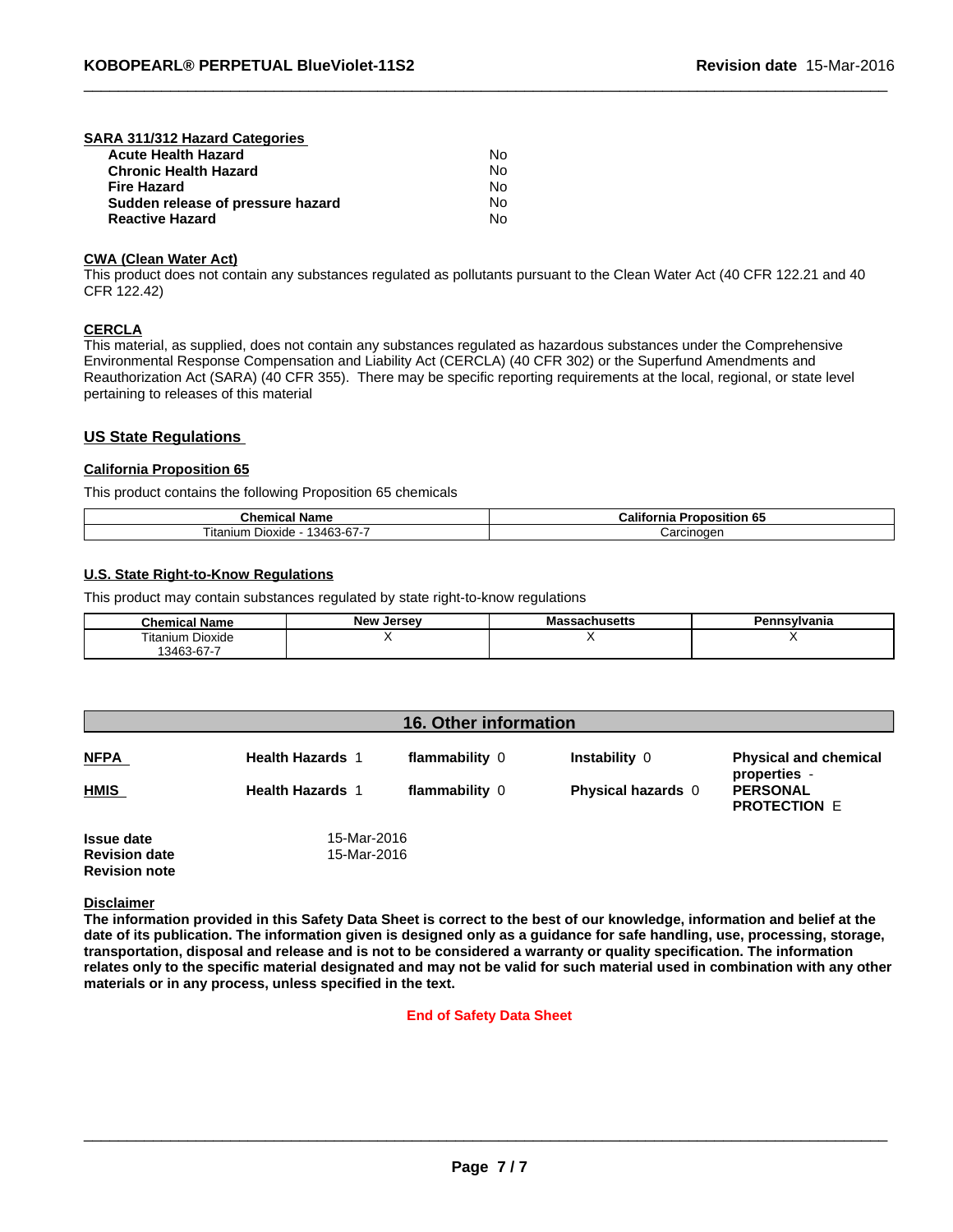**SARA 311/312 Hazard Categories**

| | |
|---|---|
| **Acute Health Hazard** | No |
| **Chronic Health Hazard** | No |
| **Fire Hazard** | No |
| **Sudden release of pressure hazard** | No |
| **Reactive Hazard** | No |

**CWA (Clean Water Act)**

This product does not contain any substances regulated as pollutants pursuant to the Clean Water Act (40 CFR 122.21 and 40 CFR 122.42)

**CERCLA**

This material, as supplied, does not contain any substances regulated as hazardous substances under the Comprehensive Environmental Response Compensation and Liability Act (CERCLA) (40 CFR 302) or the Superfund Amendments and Reauthorization Act (SARA) (40 CFR 355). There may be specific reporting requirements at the local, regional, or state level pertaining to releases of this material

## US State Regulations

**California Proposition 65**

This product contains the following Proposition 65 chemicals

| Chemical Name | California Proposition 65 |
|---|---|
| Titanium Dioxide - 13463-67-7 | Carcinogen |

**U.S. State Right-to-Know Regulations**

This product may contain substances regulated by state right-to-know regulations

| Chemical Name | New Jersey | Massachusetts | Pennsylvania |
|---|---|---|---|
| Titanium Dioxide 13463-67-7 | X | X | X |

## 16. Other information

| | | | | |
|---|---|---|---|---|
| **NFPA** | **Health Hazards** 1 | **flammability** 0 | **Instability** 0 | **Physical and chemical properties** - |
| **HMIS** | **Health Hazards** 1 | **flammability** 0 | **Physical hazards** 0 | **PERSONAL PROTECTION** E |

| | |
|---|---|
| **Issue date** | 15-Mar-2016 |
| **Revision date** | 15-Mar-2016 |
| **Revision note** | |

**Disclaimer**

**The information provided in this Safety Data Sheet is correct to the best of our knowledge, information and belief at the date of its publication. The information given is designed only as a guidance for safe handling, use, processing, storage, transportation, disposal and release and is not to be considered a warranty or quality specification. The information relates only to the specific material designated and may not be valid for such material used in combination with any other materials or in any process, unless specified in the text.**

**End of Safety Data Sheet**